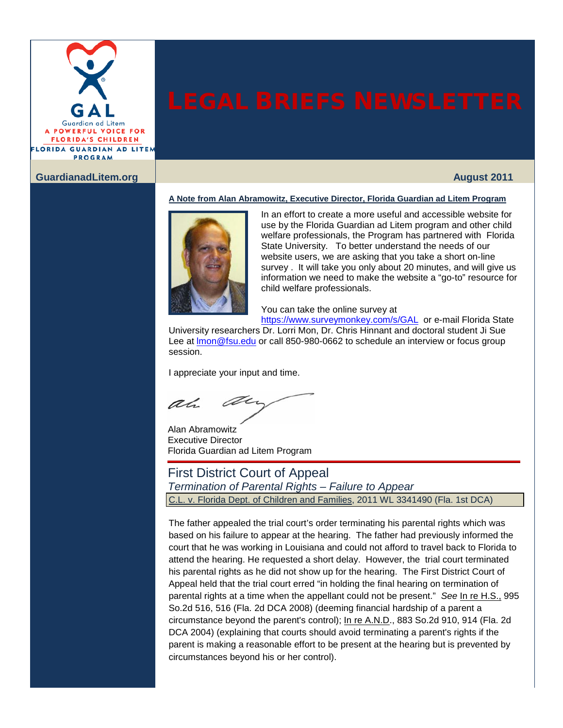GAL
Guardian ad Litem
A POWERFUL VOICE FOR FLORIDA'S CHILDREN
FLORIDA GUARDIAN AD LITEM PROGRAM

# LEGAL BRIEFS NEWSLETTER

**GuardianadLitem.org**

**August 2011**

**A Note from Alan Abramowitz, Executive Director, Florida Guardian ad Litem Program**

In an effort to create a more useful and accessible website for use by the Florida Guardian ad Litem program and other child welfare professionals, the Program has partnered with Florida State University. To better understand the needs of our website users, we are asking that you take a short on-line survey . It will take you only about 20 minutes, and will give us information we need to make the website a "go-to" resource for child welfare professionals.

You can take the online survey at https://www.surveymonkey.com/s/GAL or e-mail Florida State University researchers Dr. Lorri Mon, Dr. Chris Hinnant and doctoral student Ji Sue Lee at lmon@fsu.edu or call 850-980-0662 to schedule an interview or focus group session.

I appreciate your input and time.

Alan Abramowitz
Executive Director
Florida Guardian ad Litem Program

## First District Court of Appeal

*Termination of Parental Rights – Failure to Appear*

C.L. v. Florida Dept. of Children and Families, 2011 WL 3341490 (Fla. 1st DCA)

The father appealed the trial court's order terminating his parental rights which was based on his failure to appear at the hearing. The father had previously informed the court that he was working in Louisiana and could not afford to travel back to Florida to attend the hearing. He requested a short delay. However, the trial court terminated his parental rights as he did not show up for the hearing. The First District Court of Appeal held that the trial court erred "in holding the final hearing on termination of parental rights at a time when the appellant could not be present." *See* In re H.S., 995 So.2d 516, 516 (Fla. 2d DCA 2008) (deeming financial hardship of a parent a circumstance beyond the parent's control); In re A.N.D., 883 So.2d 910, 914 (Fla. 2d DCA 2004) (explaining that courts should avoid terminating a parent's rights if the parent is making a reasonable effort to be present at the hearing but is prevented by circumstances beyond his or her control).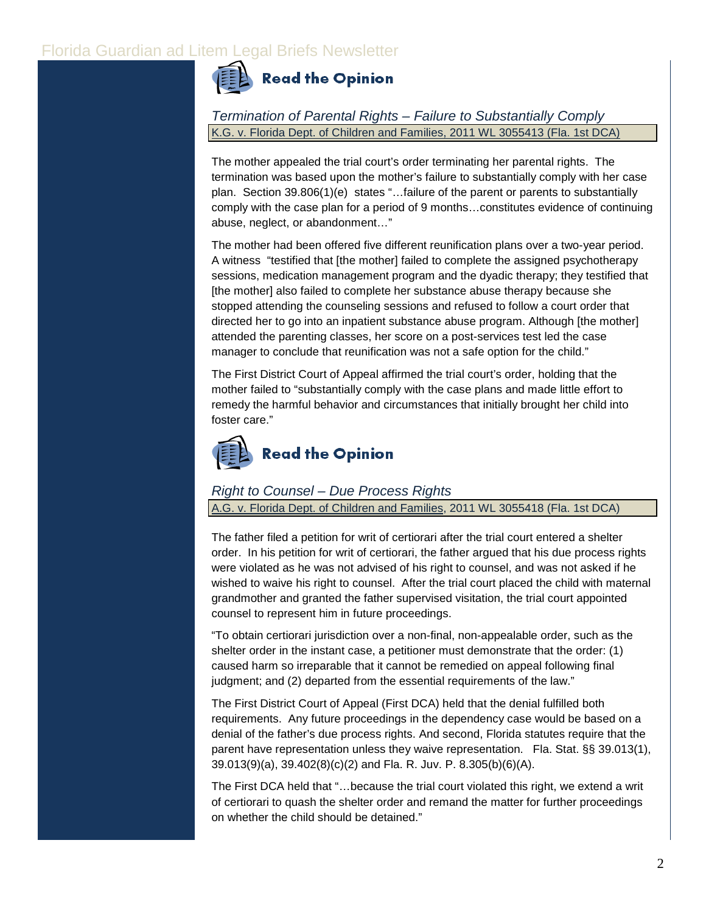**Read the Opinion**

### *Termination of Parental Rights – Failure to Substantially Comply*

K.G. v. Florida Dept. of Children and Families, 2011 WL 3055413 (Fla. 1st DCA)

The mother appealed the trial court's order terminating her parental rights. The termination was based upon the mother's failure to substantially comply with her case plan. Section 39.806(1)(e) states "…failure of the parent or parents to substantially comply with the case plan for a period of 9 months…constitutes evidence of continuing abuse, neglect, or abandonment…"

The mother had been offered five different reunification plans over a two-year period. A witness "testified that [the mother] failed to complete the assigned psychotherapy sessions, medication management program and the dyadic therapy; they testified that [the mother] also failed to complete her substance abuse therapy because she stopped attending the counseling sessions and refused to follow a court order that directed her to go into an inpatient substance abuse program. Although [the mother] attended the parenting classes, her score on a post-services test led the case manager to conclude that reunification was not a safe option for the child."

The First District Court of Appeal affirmed the trial court's order, holding that the mother failed to "substantially comply with the case plans and made little effort to remedy the harmful behavior and circumstances that initially brought her child into foster care."

**Read the Opinion**

### *Right to Counsel – Due Process Rights*

A.G. v. Florida Dept. of Children and Families, 2011 WL 3055418 (Fla. 1st DCA)

The father filed a petition for writ of certiorari after the trial court entered a shelter order. In his petition for writ of certiorari, the father argued that his due process rights were violated as he was not advised of his right to counsel, and was not asked if he wished to waive his right to counsel. After the trial court placed the child with maternal grandmother and granted the father supervised visitation, the trial court appointed counsel to represent him in future proceedings.

"To obtain certiorari jurisdiction over a non-final, non-appealable order, such as the shelter order in the instant case, a petitioner must demonstrate that the order: (1) caused harm so irreparable that it cannot be remedied on appeal following final judgment; and (2) departed from the essential requirements of the law."

The First District Court of Appeal (First DCA) held that the denial fulfilled both requirements. Any future proceedings in the dependency case would be based on a denial of the father's due process rights. And second, Florida statutes require that the parent have representation unless they waive representation. Fla. Stat. §§ 39.013(1), 39.013(9)(a), 39.402(8)(c)(2) and Fla. R. Juv. P. 8.305(b)(6)(A).

The First DCA held that "…because the trial court violated this right, we extend a writ of certiorari to quash the shelter order and remand the matter for further proceedings on whether the child should be detained."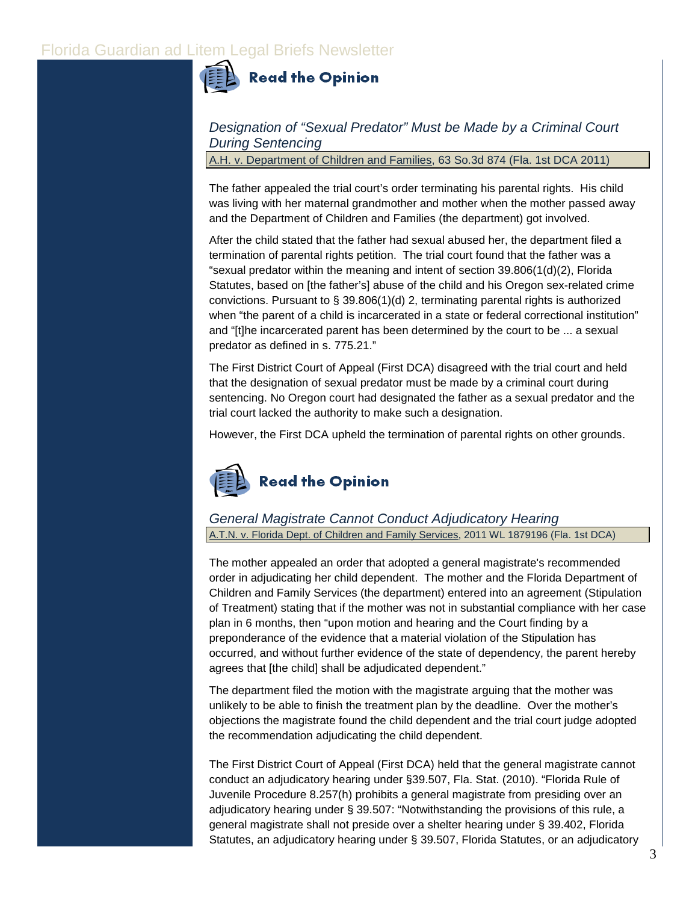**Read the Opinion**

### *Designation of "Sexual Predator" Must be Made by a Criminal Court During Sentencing*

A.H. v. Department of Children and Families, 63 So.3d 874 (Fla. 1st DCA 2011)

The father appealed the trial court's order terminating his parental rights. His child was living with her maternal grandmother and mother when the mother passed away and the Department of Children and Families (the department) got involved.

After the child stated that the father had sexual abused her, the department filed a termination of parental rights petition. The trial court found that the father was a "sexual predator within the meaning and intent of section 39.806(1(d)(2), Florida Statutes, based on [the father's] abuse of the child and his Oregon sex-related crime convictions. Pursuant to § 39.806(1)(d) 2, terminating parental rights is authorized when "the parent of a child is incarcerated in a state or federal correctional institution" and "[t]he incarcerated parent has been determined by the court to be ... a sexual predator as defined in s. 775.21."

The First District Court of Appeal (First DCA) disagreed with the trial court and held that the designation of sexual predator must be made by a criminal court during sentencing. No Oregon court had designated the father as a sexual predator and the trial court lacked the authority to make such a designation.

However, the First DCA upheld the termination of parental rights on other grounds.

**Read the Opinion**

### *General Magistrate Cannot Conduct Adjudicatory Hearing*

A.T.N. v. Florida Dept. of Children and Family Services, 2011 WL 1879196 (Fla. 1st DCA)

The mother appealed an order that adopted a general magistrate's recommended order in adjudicating her child dependent. The mother and the Florida Department of Children and Family Services (the department) entered into an agreement (Stipulation of Treatment) stating that if the mother was not in substantial compliance with her case plan in 6 months, then "upon motion and hearing and the Court finding by a preponderance of the evidence that a material violation of the Stipulation has occurred, and without further evidence of the state of dependency, the parent hereby agrees that [the child] shall be adjudicated dependent."

The department filed the motion with the magistrate arguing that the mother was unlikely to be able to finish the treatment plan by the deadline. Over the mother's objections the magistrate found the child dependent and the trial court judge adopted the recommendation adjudicating the child dependent.

The First District Court of Appeal (First DCA) held that the general magistrate cannot conduct an adjudicatory hearing under §39.507, Fla. Stat. (2010). "Florida Rule of Juvenile Procedure 8.257(h) prohibits a general magistrate from presiding over an adjudicatory hearing under § 39.507: "Notwithstanding the provisions of this rule, a general magistrate shall not preside over a shelter hearing under § 39.402, Florida Statutes, an adjudicatory hearing under § 39.507, Florida Statutes, or an adjudicatory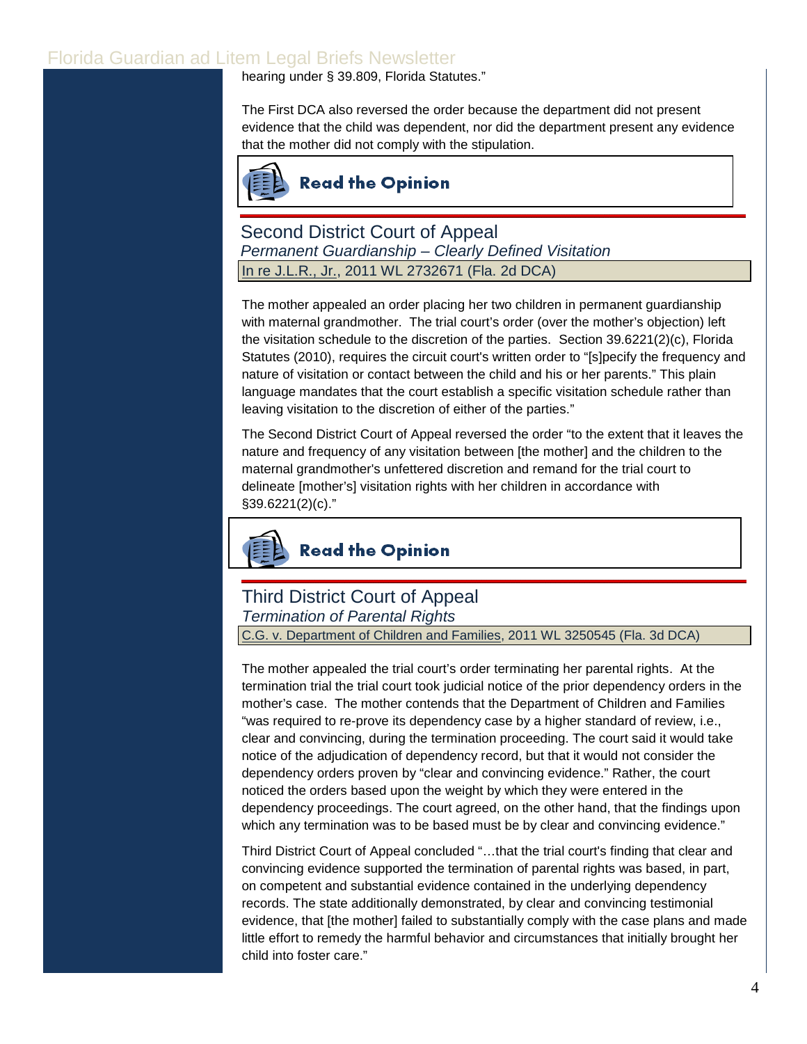hearing under § 39.809, Florida Statutes."

The First DCA also reversed the order because the department did not present evidence that the child was dependent, nor did the department present any evidence that the mother did not comply with the stipulation.

**Read the Opinion**

## Second District Court of Appeal

*Permanent Guardianship – Clearly Defined Visitation*

In re J.L.R., Jr., 2011 WL 2732671 (Fla. 2d DCA)

The mother appealed an order placing her two children in permanent guardianship with maternal grandmother. The trial court's order (over the mother's objection) left the visitation schedule to the discretion of the parties. Section 39.6221(2)(c), Florida Statutes (2010), requires the circuit court's written order to "[s]pecify the frequency and nature of visitation or contact between the child and his or her parents." This plain language mandates that the court establish a specific visitation schedule rather than leaving visitation to the discretion of either of the parties."

The Second District Court of Appeal reversed the order "to the extent that it leaves the nature and frequency of any visitation between [the mother] and the children to the maternal grandmother's unfettered discretion and remand for the trial court to delineate [mother's] visitation rights with her children in accordance with §39.6221(2)(c)."

**Read the Opinion**

## Third District Court of Appeal

*Termination of Parental Rights*

C.G. v. Department of Children and Families, 2011 WL 3250545 (Fla. 3d DCA)

The mother appealed the trial court's order terminating her parental rights. At the termination trial the trial court took judicial notice of the prior dependency orders in the mother's case. The mother contends that the Department of Children and Families "was required to re-prove its dependency case by a higher standard of review, i.e., clear and convincing, during the termination proceeding. The court said it would take notice of the adjudication of dependency record, but that it would not consider the dependency orders proven by "clear and convincing evidence." Rather, the court noticed the orders based upon the weight by which they were entered in the dependency proceedings. The court agreed, on the other hand, that the findings upon which any termination was to be based must be by clear and convincing evidence."

Third District Court of Appeal concluded "…that the trial court's finding that clear and convincing evidence supported the termination of parental rights was based, in part, on competent and substantial evidence contained in the underlying dependency records. The state additionally demonstrated, by clear and convincing testimonial evidence, that [the mother] failed to substantially comply with the case plans and made little effort to remedy the harmful behavior and circumstances that initially brought her child into foster care."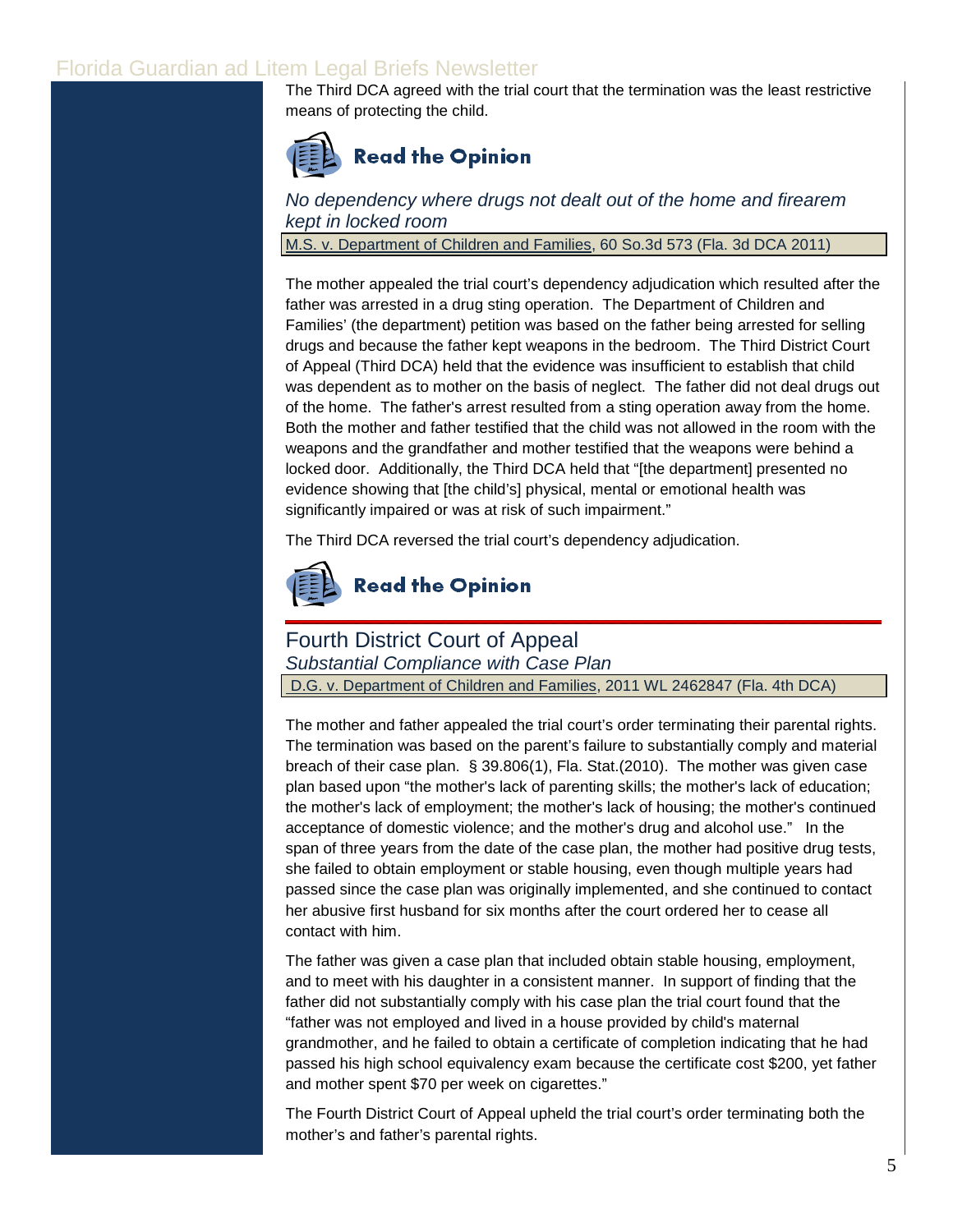The Third DCA agreed with the trial court that the termination was the least restrictive means of protecting the child.

**Read the Opinion**

*No dependency where drugs not dealt out of the home and firearem kept in locked room*

M.S. v. Department of Children and Families, 60 So.3d 573 (Fla. 3d DCA 2011)

The mother appealed the trial court's dependency adjudication which resulted after the father was arrested in a drug sting operation. The Department of Children and Families' (the department) petition was based on the father being arrested for selling drugs and because the father kept weapons in the bedroom. The Third District Court of Appeal (Third DCA) held that the evidence was insufficient to establish that child was dependent as to mother on the basis of neglect. The father did not deal drugs out of the home. The father's arrest resulted from a sting operation away from the home. Both the mother and father testified that the child was not allowed in the room with the weapons and the grandfather and mother testified that the weapons were behind a locked door. Additionally, the Third DCA held that "[the department] presented no evidence showing that [the child's] physical, mental or emotional health was significantly impaired or was at risk of such impairment."

The Third DCA reversed the trial court's dependency adjudication.

**Read the Opinion**

## Fourth District Court of Appeal

*Substantial Compliance with Case Plan*

D.G. v. Department of Children and Families, 2011 WL 2462847 (Fla. 4th DCA)

The mother and father appealed the trial court's order terminating their parental rights. The termination was based on the parent's failure to substantially comply and material breach of their case plan. § 39.806(1), Fla. Stat.(2010). The mother was given case plan based upon "the mother's lack of parenting skills; the mother's lack of education; the mother's lack of employment; the mother's lack of housing; the mother's continued acceptance of domestic violence; and the mother's drug and alcohol use." In the span of three years from the date of the case plan, the mother had positive drug tests, she failed to obtain employment or stable housing, even though multiple years had passed since the case plan was originally implemented, and she continued to contact her abusive first husband for six months after the court ordered her to cease all contact with him.

The father was given a case plan that included obtain stable housing, employment, and to meet with his daughter in a consistent manner. In support of finding that the father did not substantially comply with his case plan the trial court found that the "father was not employed and lived in a house provided by child's maternal grandmother, and he failed to obtain a certificate of completion indicating that he had passed his high school equivalency exam because the certificate cost $200, yet father and mother spent $70 per week on cigarettes."

The Fourth District Court of Appeal upheld the trial court's order terminating both the mother's and father's parental rights.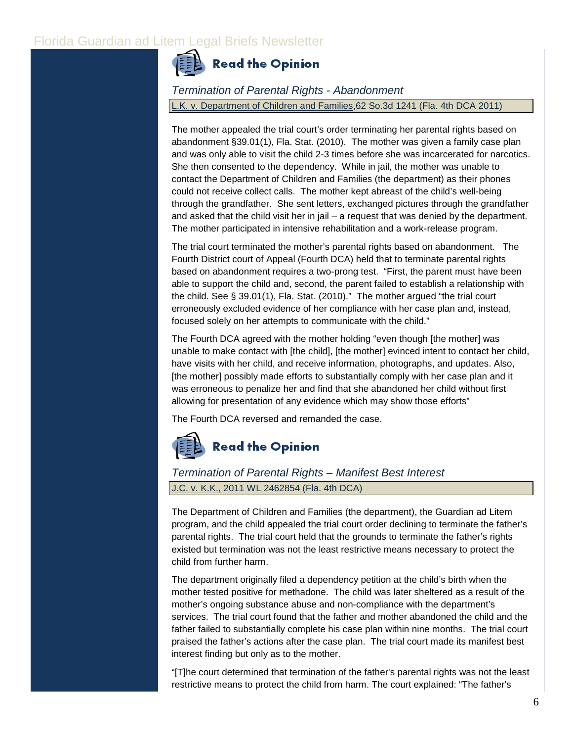**Read the Opinion**

*Termination of Parental Rights - Abandonment*

L.K. v. Department of Children and Families,62 So.3d 1241 (Fla. 4th DCA 2011)

The mother appealed the trial court's order terminating her parental rights based on abandonment §39.01(1), Fla. Stat. (2010). The mother was given a family case plan and was only able to visit the child 2-3 times before she was incarcerated for narcotics. She then consented to the dependency. While in jail, the mother was unable to contact the Department of Children and Families (the department) as their phones could not receive collect calls. The mother kept abreast of the child's well-being through the grandfather. She sent letters, exchanged pictures through the grandfather and asked that the child visit her in jail – a request that was denied by the department. The mother participated in intensive rehabilitation and a work-release program.

The trial court terminated the mother's parental rights based on abandonment. The Fourth District court of Appeal (Fourth DCA) held that to terminate parental rights based on abandonment requires a two-prong test. "First, the parent must have been able to support the child and, second, the parent failed to establish a relationship with the child. See § 39.01(1), Fla. Stat. (2010)." The mother argued "the trial court erroneously excluded evidence of her compliance with her case plan and, instead, focused solely on her attempts to communicate with the child."

The Fourth DCA agreed with the mother holding "even though [the mother] was unable to make contact with [the child], [the mother] evinced intent to contact her child, have visits with her child, and receive information, photographs, and updates. Also, [the mother] possibly made efforts to substantially comply with her case plan and it was erroneous to penalize her and find that she abandoned her child without first allowing for presentation of any evidence which may show those efforts"

The Fourth DCA reversed and remanded the case.

**Read the Opinion**

*Termination of Parental Rights – Manifest Best Interest*

J.C. v. K.K., 2011 WL 2462854 (Fla. 4th DCA)

The Department of Children and Families (the department), the Guardian ad Litem program, and the child appealed the trial court order declining to terminate the father's parental rights. The trial court held that the grounds to terminate the father's rights existed but termination was not the least restrictive means necessary to protect the child from further harm.

The department originally filed a dependency petition at the child's birth when the mother tested positive for methadone. The child was later sheltered as a result of the mother's ongoing substance abuse and non-compliance with the department's services. The trial court found that the father and mother abandoned the child and the father failed to substantially complete his case plan within nine months. The trial court praised the father's actions after the case plan. The trial court made its manifest best interest finding but only as to the mother.

"[T]he court determined that termination of the father's parental rights was not the least restrictive means to protect the child from harm. The court explained: "The father's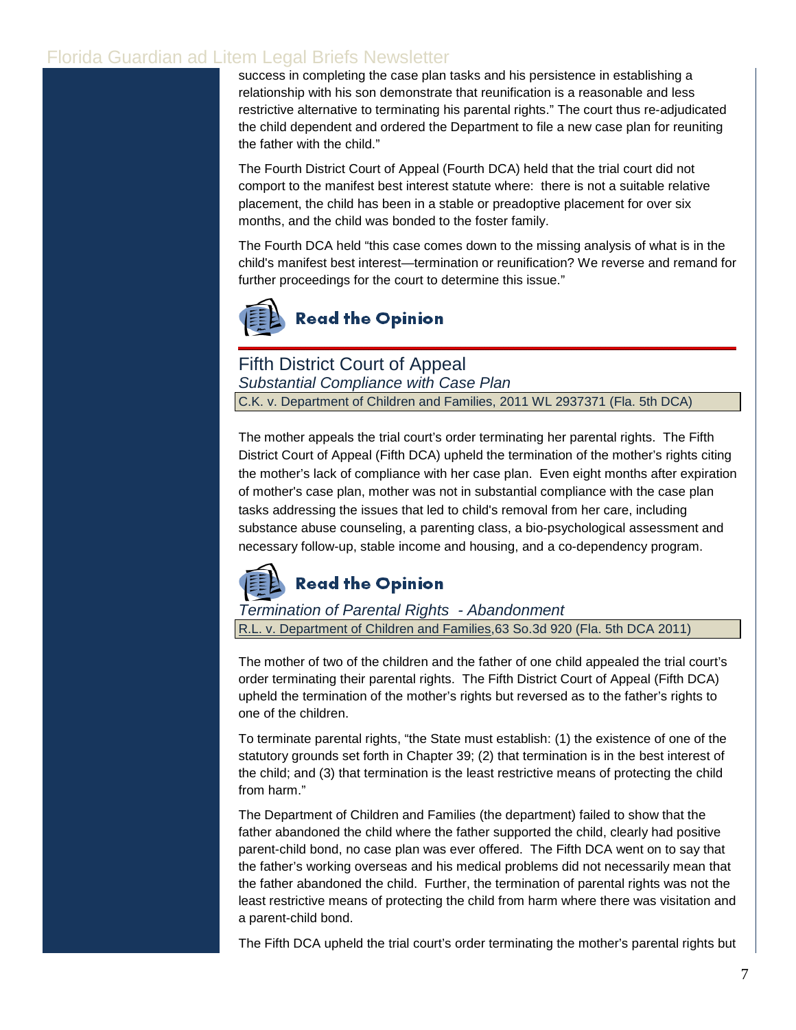success in completing the case plan tasks and his persistence in establishing a relationship with his son demonstrate that reunification is a reasonable and less restrictive alternative to terminating his parental rights." The court thus re-adjudicated the child dependent and ordered the Department to file a new case plan for reuniting the father with the child."

The Fourth District Court of Appeal (Fourth DCA) held that the trial court did not comport to the manifest best interest statute where: there is not a suitable relative placement, the child has been in a stable or preadoptive placement for over six months, and the child was bonded to the foster family.

The Fourth DCA held "this case comes down to the missing analysis of what is in the child's manifest best interest—termination or reunification? We reverse and remand for further proceedings for the court to determine this issue."

**Read the Opinion**

## Fifth District Court of Appeal

*Substantial Compliance with Case Plan*

C.K. v. Department of Children and Families, 2011 WL 2937371 (Fla. 5th DCA)

The mother appeals the trial court's order terminating her parental rights. The Fifth District Court of Appeal (Fifth DCA) upheld the termination of the mother's rights citing the mother's lack of compliance with her case plan. Even eight months after expiration of mother's case plan, mother was not in substantial compliance with the case plan tasks addressing the issues that led to child's removal from her care, including substance abuse counseling, a parenting class, a bio-psychological assessment and necessary follow-up, stable income and housing, and a co-dependency program.

**Read the Opinion**

*Termination of Parental Rights - Abandonment*

R.L. v. Department of Children and Families, 63 So.3d 920 (Fla. 5th DCA 2011)

The mother of two of the children and the father of one child appealed the trial court's order terminating their parental rights. The Fifth District Court of Appeal (Fifth DCA) upheld the termination of the mother's rights but reversed as to the father's rights to one of the children.

To terminate parental rights, "the State must establish: (1) the existence of one of the statutory grounds set forth in Chapter 39; (2) that termination is in the best interest of the child; and (3) that termination is the least restrictive means of protecting the child from harm."

The Department of Children and Families (the department) failed to show that the father abandoned the child where the father supported the child, clearly had positive parent-child bond, no case plan was ever offered. The Fifth DCA went on to say that the father's working overseas and his medical problems did not necessarily mean that the father abandoned the child. Further, the termination of parental rights was not the least restrictive means of protecting the child from harm where there was visitation and a parent-child bond.

The Fifth DCA upheld the trial court's order terminating the mother's parental rights but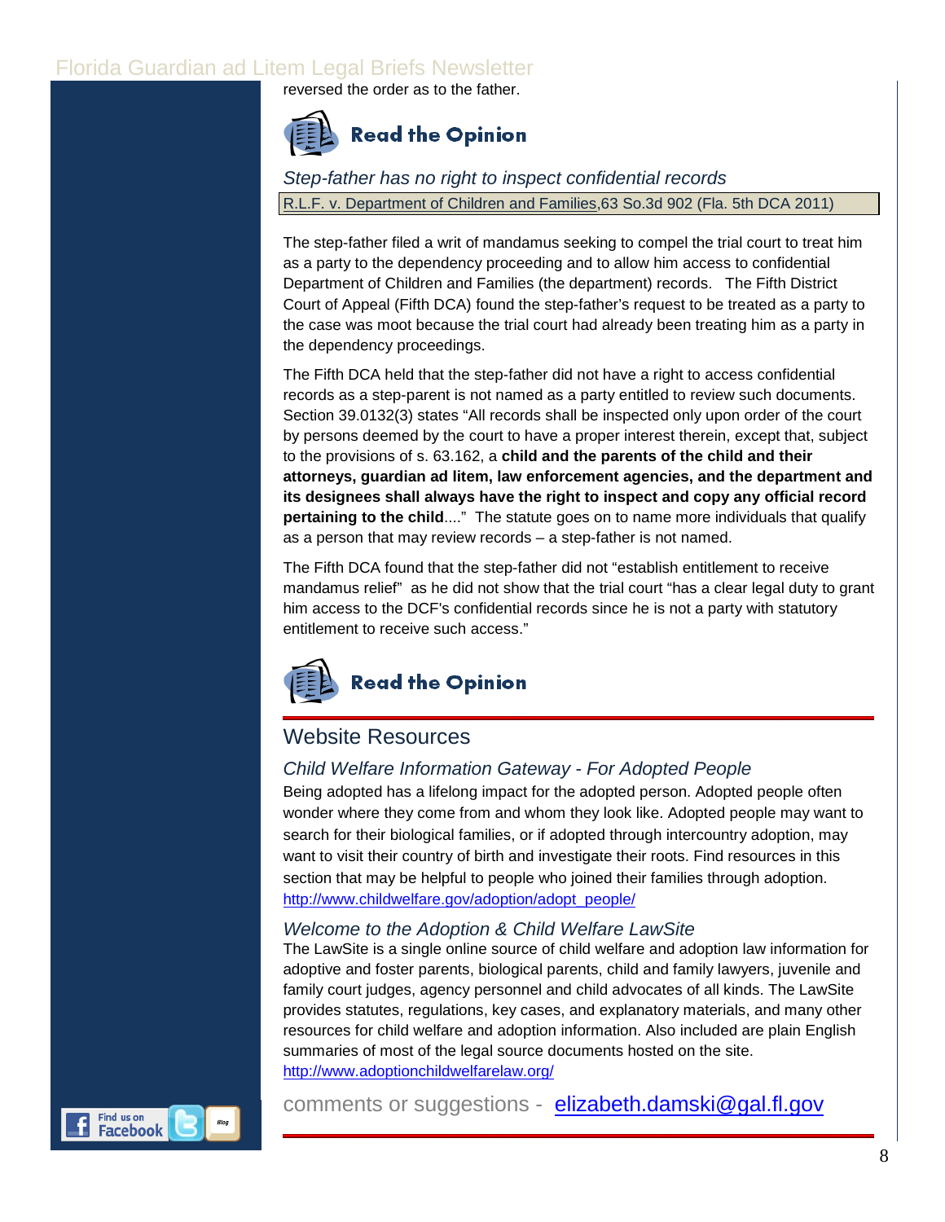reversed the order as to the father.

**Read the Opinion**

*Step-father has no right to inspect confidential records*

R.L.F. v. Department of Children and Families,63 So.3d 902 (Fla. 5th DCA 2011)

The step-father filed a writ of mandamus seeking to compel the trial court to treat him as a party to the dependency proceeding and to allow him access to confidential Department of Children and Families (the department) records. The Fifth District Court of Appeal (Fifth DCA) found the step-father's request to be treated as a party to the case was moot because the trial court had already been treating him as a party in the dependency proceedings.

The Fifth DCA held that the step-father did not have a right to access confidential records as a step-parent is not named as a party entitled to review such documents. Section 39.0132(3) states "All records shall be inspected only upon order of the court by persons deemed by the court to have a proper interest therein, except that, subject to the provisions of s. 63.162, a **child and the parents of the child and their attorneys, guardian ad litem, law enforcement agencies, and the department and its designees shall always have the right to inspect and copy any official record pertaining to the child**...." The statute goes on to name more individuals that qualify as a person that may review records – a step-father is not named.

The Fifth DCA found that the step-father did not "establish entitlement to receive mandamus relief" as he did not show that the trial court "has a clear legal duty to grant him access to the DCF's confidential records since he is not a party with statutory entitlement to receive such access."

**Read the Opinion**

## Website Resources

*Child Welfare Information Gateway - For Adopted People*

Being adopted has a lifelong impact for the adopted person. Adopted people often wonder where they come from and whom they look like. Adopted people may want to search for their biological families, or if adopted through intercountry adoption, may want to visit their country of birth and investigate their roots. Find resources in this section that may be helpful to people who joined their families through adoption.
http://www.childwelfare.gov/adoption/adopt_people/

*Welcome to the Adoption & Child Welfare LawSite*

The LawSite is a single online source of child welfare and adoption law information for adoptive and foster parents, biological parents, child and family lawyers, juvenile and family court judges, agency personnel and child advocates of all kinds. The LawSite provides statutes, regulations, key cases, and explanatory materials, and many other resources for child welfare and adoption information. Also included are plain English summaries of most of the legal source documents hosted on the site.
http://www.adoptionchildwelfarelaw.org/

comments or suggestions - elizabeth.damski@gal.fl.gov

Find us on Facebook